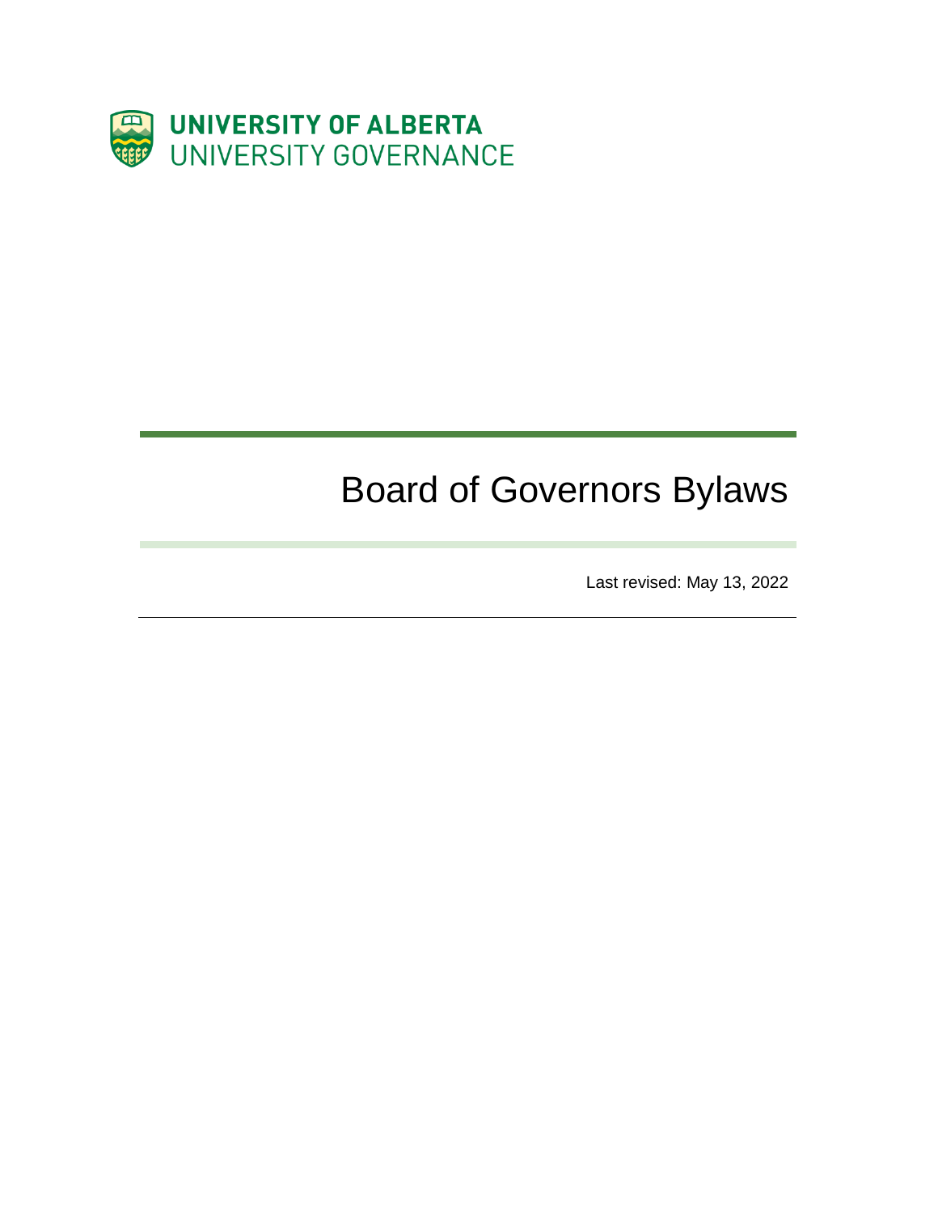UNIVERSITY OF ALBERTA
UNIVERSITY GOVERNANCE

# Board of Governors Bylaws

Last revised: May 13, 2022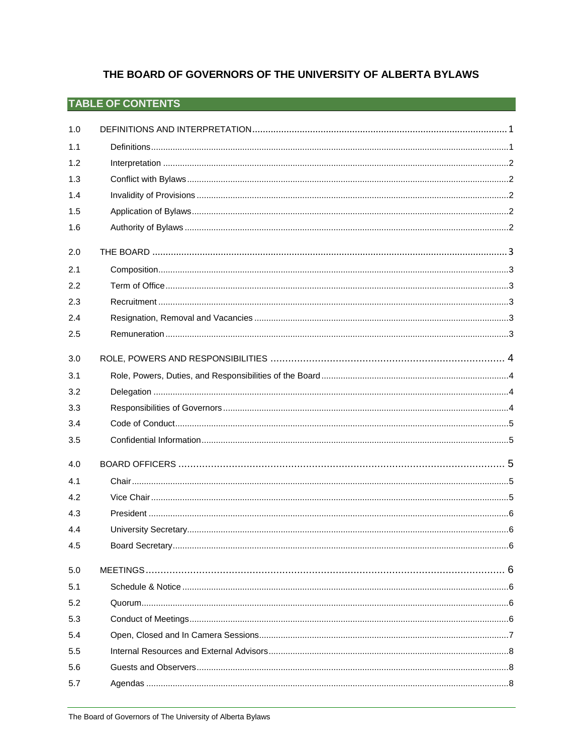# THE BOARD OF GOVERNORS OF THE UNIVERSITY OF ALBERTA BYLAWS

## TABLE OF CONTENTS

| | | |
|---|---|---|
| 1.0 | DEFINITIONS AND INTERPRETATION | 1 |
| 1.1 | Definitions | 1 |
| 1.2 | Interpretation | 2 |
| 1.3 | Conflict with Bylaws | 2 |
| 1.4 | Invalidity of Provisions | 2 |
| 1.5 | Application of Bylaws | 2 |
| 1.6 | Authority of Bylaws | 2 |
| 2.0 | THE BOARD | 3 |
| 2.1 | Composition | 3 |
| 2.2 | Term of Office | 3 |
| 2.3 | Recruitment | 3 |
| 2.4 | Resignation, Removal and Vacancies | 3 |
| 2.5 | Remuneration | 3 |
| 3.0 | ROLE, POWERS AND RESPONSIBILITIES | 4 |
| 3.1 | Role, Powers, Duties, and Responsibilities of the Board | 4 |
| 3.2 | Delegation | 4 |
| 3.3 | Responsibilities of Governors | 4 |
| 3.4 | Code of Conduct | 5 |
| 3.5 | Confidential Information | 5 |
| 4.0 | BOARD OFFICERS | 5 |
| 4.1 | Chair | 5 |
| 4.2 | Vice Chair | 5 |
| 4.3 | President | 6 |
| 4.4 | University Secretary | 6 |
| 4.5 | Board Secretary | 6 |
| 5.0 | MEETINGS | 6 |
| 5.1 | Schedule & Notice | 6 |
| 5.2 | Quorum | 6 |
| 5.3 | Conduct of Meetings | 6 |
| 5.4 | Open, Closed and In Camera Sessions | 7 |
| 5.5 | Internal Resources and External Advisors | 8 |
| 5.6 | Guests and Observers | 8 |
| 5.7 | Agendas | 8 |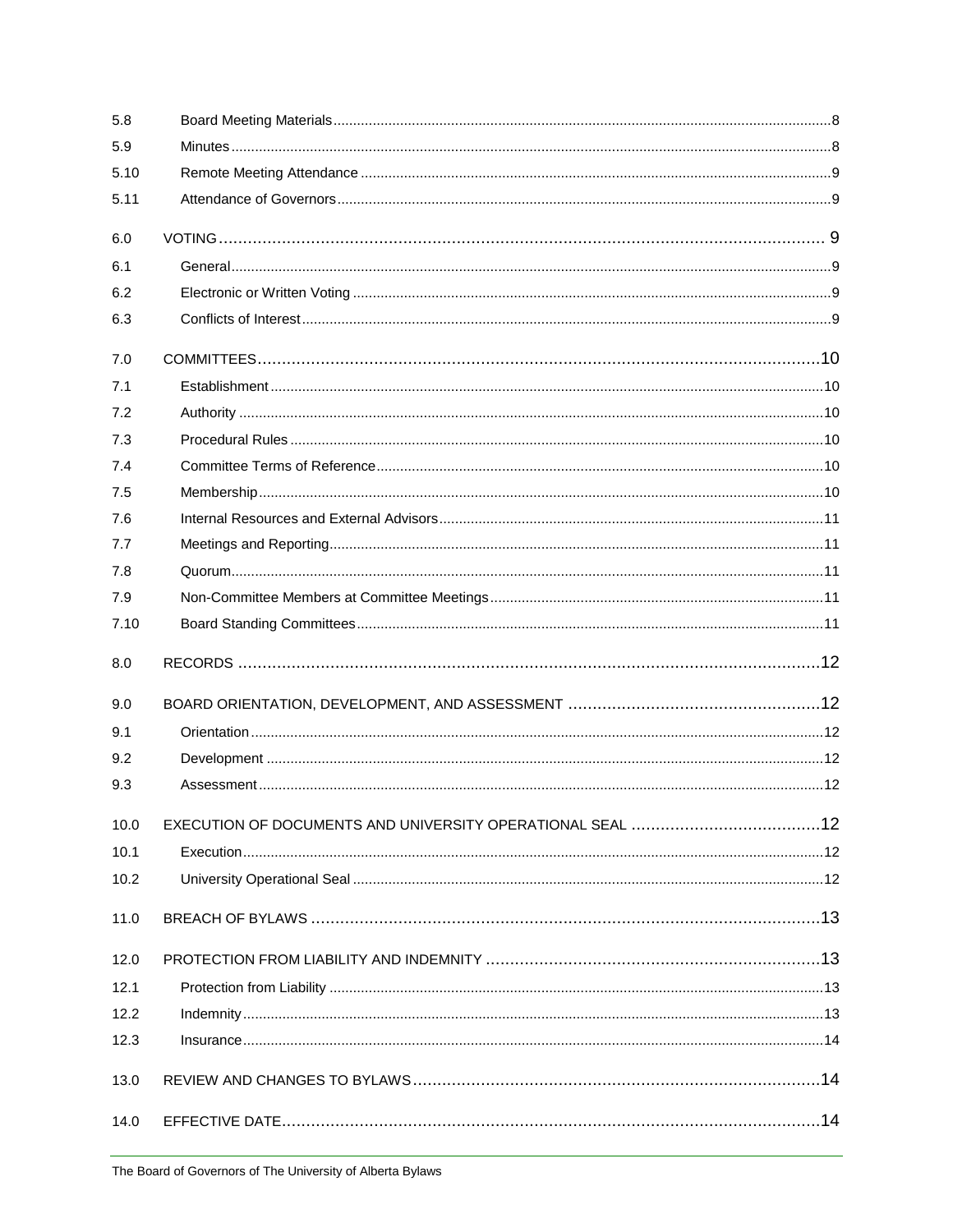| | | |
|---|---|---|
| 5.8 | Board Meeting Materials | 8 |
| 5.9 | Minutes | 8 |
| 5.10 | Remote Meeting Attendance | 9 |
| 5.11 | Attendance of Governors | 9 |
| 6.0 | VOTING | 9 |
| 6.1 | General | 9 |
| 6.2 | Electronic or Written Voting | 9 |
| 6.3 | Conflicts of Interest | 9 |
| 7.0 | COMMITTEES | 10 |
| 7.1 | Establishment | 10 |
| 7.2 | Authority | 10 |
| 7.3 | Procedural Rules | 10 |
| 7.4 | Committee Terms of Reference | 10 |
| 7.5 | Membership | 10 |
| 7.6 | Internal Resources and External Advisors | 11 |
| 7.7 | Meetings and Reporting | 11 |
| 7.8 | Quorum | 11 |
| 7.9 | Non-Committee Members at Committee Meetings | 11 |
| 7.10 | Board Standing Committees | 11 |
| 8.0 | RECORDS | 12 |
| 9.0 | BOARD ORIENTATION, DEVELOPMENT, AND ASSESSMENT | 12 |
| 9.1 | Orientation | 12 |
| 9.2 | Development | 12 |
| 9.3 | Assessment | 12 |
| 10.0 | EXECUTION OF DOCUMENTS AND UNIVERSITY OPERATIONAL SEAL | 12 |
| 10.1 | Execution | 12 |
| 10.2 | University Operational Seal | 12 |
| 11.0 | BREACH OF BYLAWS | 13 |
| 12.0 | PROTECTION FROM LIABILITY AND INDEMNITY | 13 |
| 12.1 | Protection from Liability | 13 |
| 12.2 | Indemnity | 13 |
| 12.3 | Insurance | 14 |
| 13.0 | REVIEW AND CHANGES TO BYLAWS | 14 |
| 14.0 | EFFECTIVE DATE | 14 |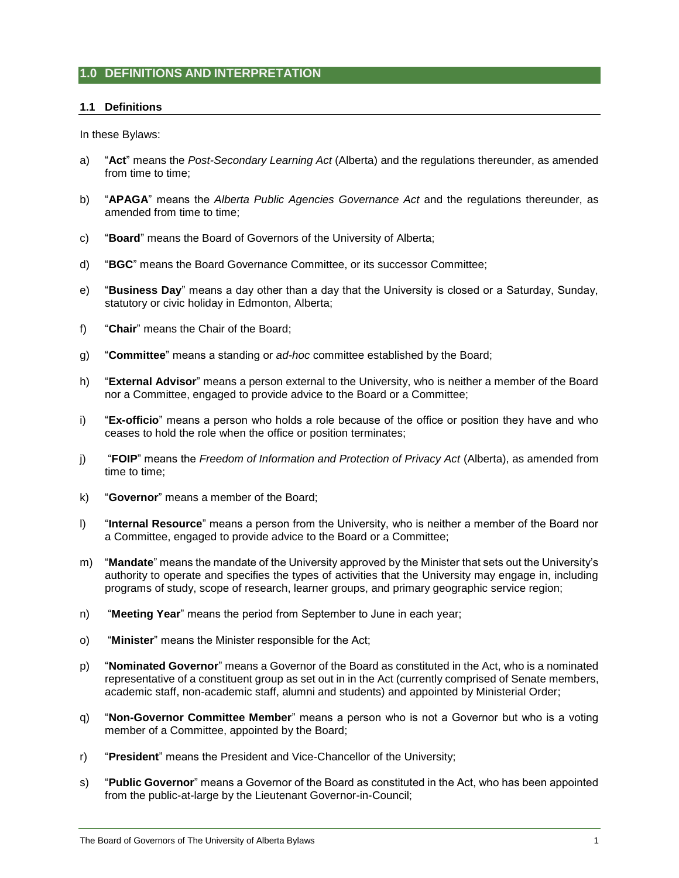## 1.0 DEFINITIONS AND INTERPRETATION

### 1.1 Definitions

In these Bylaws:

a) "**Act**" means the *Post-Secondary Learning Act* (Alberta) and the regulations thereunder, as amended from time to time;

b) "**APAGA**" means the *Alberta Public Agencies Governance Act* and the regulations thereunder, as amended from time to time;

c) "**Board**" means the Board of Governors of the University of Alberta;

d) "**BGC**" means the Board Governance Committee, or its successor Committee;

e) "**Business Day**" means a day other than a day that the University is closed or a Saturday, Sunday, statutory or civic holiday in Edmonton, Alberta;

f) "**Chair**" means the Chair of the Board;

g) "**Committee**" means a standing or *ad-hoc* committee established by the Board;

h) "**External Advisor**" means a person external to the University, who is neither a member of the Board nor a Committee, engaged to provide advice to the Board or a Committee;

i) "**Ex-officio**" means a person who holds a role because of the office or position they have and who ceases to hold the role when the office or position terminates;

j) "**FOIP**" means the *Freedom of Information and Protection of Privacy Act* (Alberta), as amended from time to time;

k) "**Governor**" means a member of the Board;

l) "**Internal Resource**" means a person from the University, who is neither a member of the Board nor a Committee, engaged to provide advice to the Board or a Committee;

m) "**Mandate**" means the mandate of the University approved by the Minister that sets out the University's authority to operate and specifies the types of activities that the University may engage in, including programs of study, scope of research, learner groups, and primary geographic service region;

n) "**Meeting Year**" means the period from September to June in each year;

o) "**Minister**" means the Minister responsible for the Act;

p) "**Nominated Governor**" means a Governor of the Board as constituted in the Act, who is a nominated representative of a constituent group as set out in in the Act (currently comprised of Senate members, academic staff, non-academic staff, alumni and students) and appointed by Ministerial Order;

q) "**Non-Governor Committee Member**" means a person who is not a Governor but who is a voting member of a Committee, appointed by the Board;

r) "**President**" means the President and Vice-Chancellor of the University;

s) "**Public Governor**" means a Governor of the Board as constituted in the Act, who has been appointed from the public-at-large by the Lieutenant Governor-in-Council;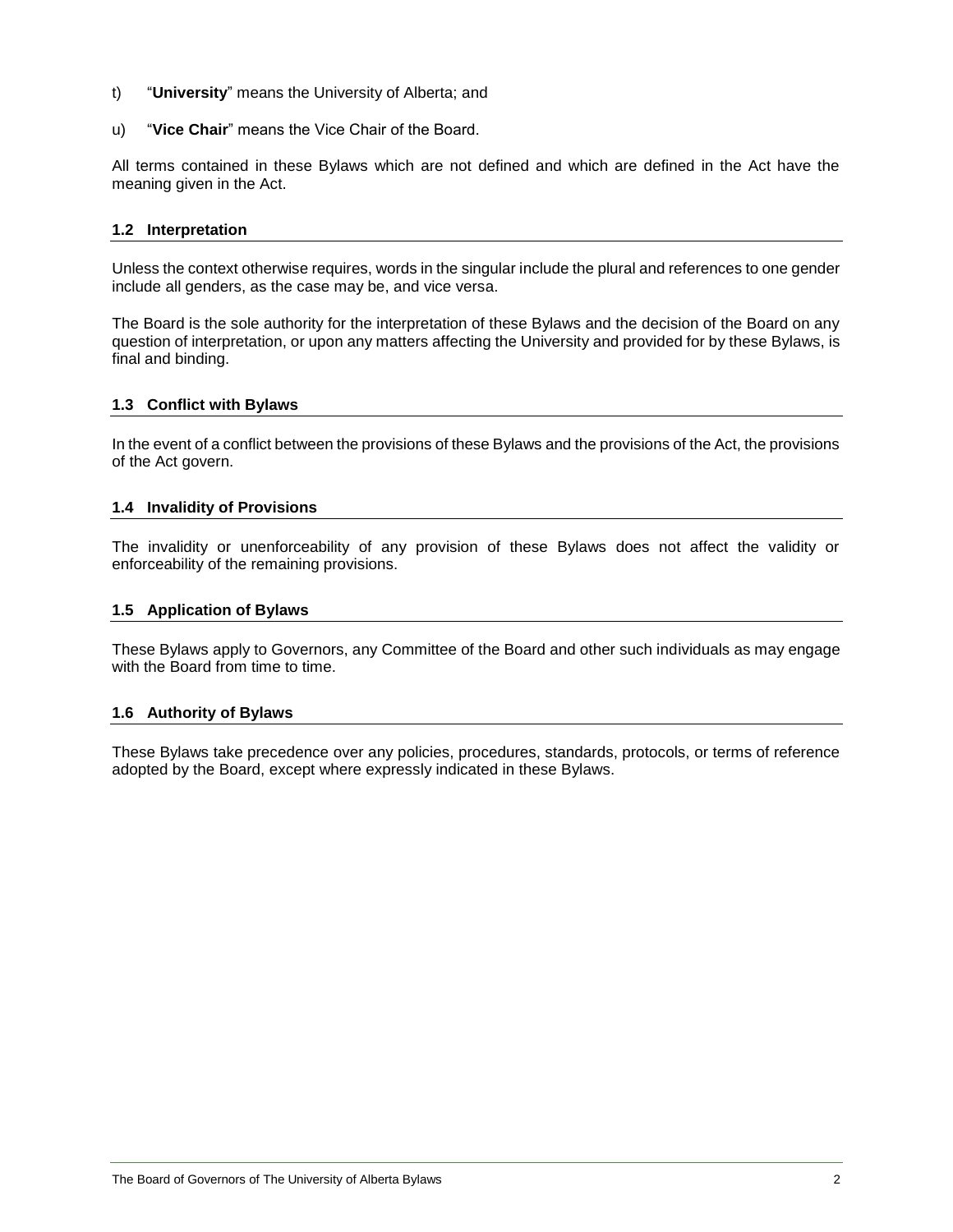t) "**University**" means the University of Alberta; and

u) "**Vice Chair**" means the Vice Chair of the Board.

All terms contained in these Bylaws which are not defined and which are defined in the Act have the meaning given in the Act.

### 1.2 Interpretation

Unless the context otherwise requires, words in the singular include the plural and references to one gender include all genders, as the case may be, and vice versa.

The Board is the sole authority for the interpretation of these Bylaws and the decision of the Board on any question of interpretation, or upon any matters affecting the University and provided for by these Bylaws, is final and binding.

### 1.3 Conflict with Bylaws

In the event of a conflict between the provisions of these Bylaws and the provisions of the Act, the provisions of the Act govern.

### 1.4 Invalidity of Provisions

The invalidity or unenforceability of any provision of these Bylaws does not affect the validity or enforceability of the remaining provisions.

### 1.5 Application of Bylaws

These Bylaws apply to Governors, any Committee of the Board and other such individuals as may engage with the Board from time to time.

### 1.6 Authority of Bylaws

These Bylaws take precedence over any policies, procedures, standards, protocols, or terms of reference adopted by the Board, except where expressly indicated in these Bylaws.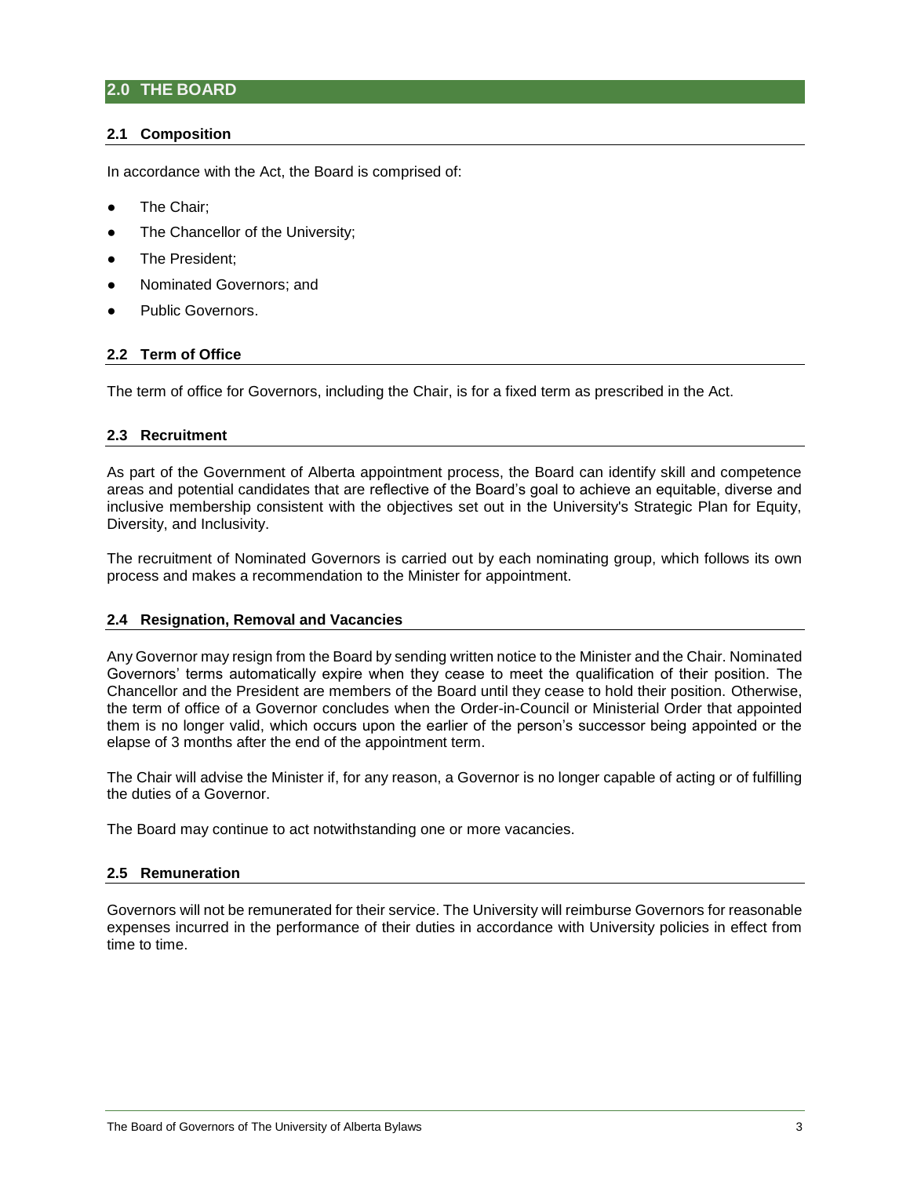## 2.0 THE BOARD

### 2.1 Composition

In accordance with the Act, the Board is comprised of:

- The Chair;
- The Chancellor of the University;
- The President;
- Nominated Governors; and
- Public Governors.

### 2.2 Term of Office

The term of office for Governors, including the Chair, is for a fixed term as prescribed in the Act.

### 2.3 Recruitment

As part of the Government of Alberta appointment process, the Board can identify skill and competence areas and potential candidates that are reflective of the Board's goal to achieve an equitable, diverse and inclusive membership consistent with the objectives set out in the University's Strategic Plan for Equity, Diversity, and Inclusivity.

The recruitment of Nominated Governors is carried out by each nominating group, which follows its own process and makes a recommendation to the Minister for appointment.

### 2.4 Resignation, Removal and Vacancies

Any Governor may resign from the Board by sending written notice to the Minister and the Chair. Nominated Governors' terms automatically expire when they cease to meet the qualification of their position. The Chancellor and the President are members of the Board until they cease to hold their position. Otherwise, the term of office of a Governor concludes when the Order-in-Council or Ministerial Order that appointed them is no longer valid, which occurs upon the earlier of the person's successor being appointed or the elapse of 3 months after the end of the appointment term.

The Chair will advise the Minister if, for any reason, a Governor is no longer capable of acting or of fulfilling the duties of a Governor.

The Board may continue to act notwithstanding one or more vacancies.

### 2.5 Remuneration

Governors will not be remunerated for their service. The University will reimburse Governors for reasonable expenses incurred in the performance of their duties in accordance with University policies in effect from time to time.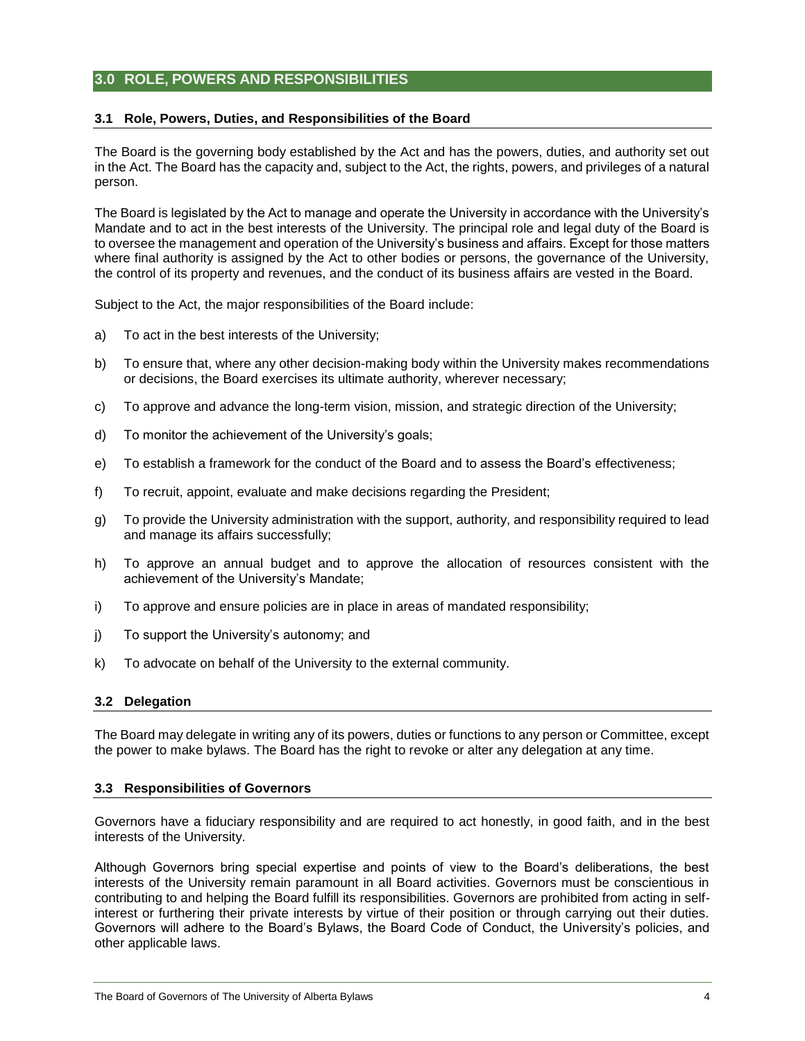## 3.0 ROLE, POWERS AND RESPONSIBILITIES

### 3.1 Role, Powers, Duties, and Responsibilities of the Board

The Board is the governing body established by the Act and has the powers, duties, and authority set out in the Act. The Board has the capacity and, subject to the Act, the rights, powers, and privileges of a natural person.

The Board is legislated by the Act to manage and operate the University in accordance with the University's Mandate and to act in the best interests of the University. The principal role and legal duty of the Board is to oversee the management and operation of the University's business and affairs. Except for those matters where final authority is assigned by the Act to other bodies or persons, the governance of the University, the control of its property and revenues, and the conduct of its business affairs are vested in the Board.

Subject to the Act, the major responsibilities of the Board include:

a) To act in the best interests of the University;

b) To ensure that, where any other decision-making body within the University makes recommendations or decisions, the Board exercises its ultimate authority, wherever necessary;

c) To approve and advance the long-term vision, mission, and strategic direction of the University;

d) To monitor the achievement of the University's goals;

e) To establish a framework for the conduct of the Board and to assess the Board's effectiveness;

f) To recruit, appoint, evaluate and make decisions regarding the President;

g) To provide the University administration with the support, authority, and responsibility required to lead and manage its affairs successfully;

h) To approve an annual budget and to approve the allocation of resources consistent with the achievement of the University's Mandate;

i) To approve and ensure policies are in place in areas of mandated responsibility;

j) To support the University's autonomy; and

k) To advocate on behalf of the University to the external community.

### 3.2 Delegation

The Board may delegate in writing any of its powers, duties or functions to any person or Committee, except the power to make bylaws. The Board has the right to revoke or alter any delegation at any time.

### 3.3 Responsibilities of Governors

Governors have a fiduciary responsibility and are required to act honestly, in good faith, and in the best interests of the University.

Although Governors bring special expertise and points of view to the Board's deliberations, the best interests of the University remain paramount in all Board activities. Governors must be conscientious in contributing to and helping the Board fulfill its responsibilities. Governors are prohibited from acting in self-interest or furthering their private interests by virtue of their position or through carrying out their duties. Governors will adhere to the Board's Bylaws, the Board Code of Conduct, the University's policies, and other applicable laws.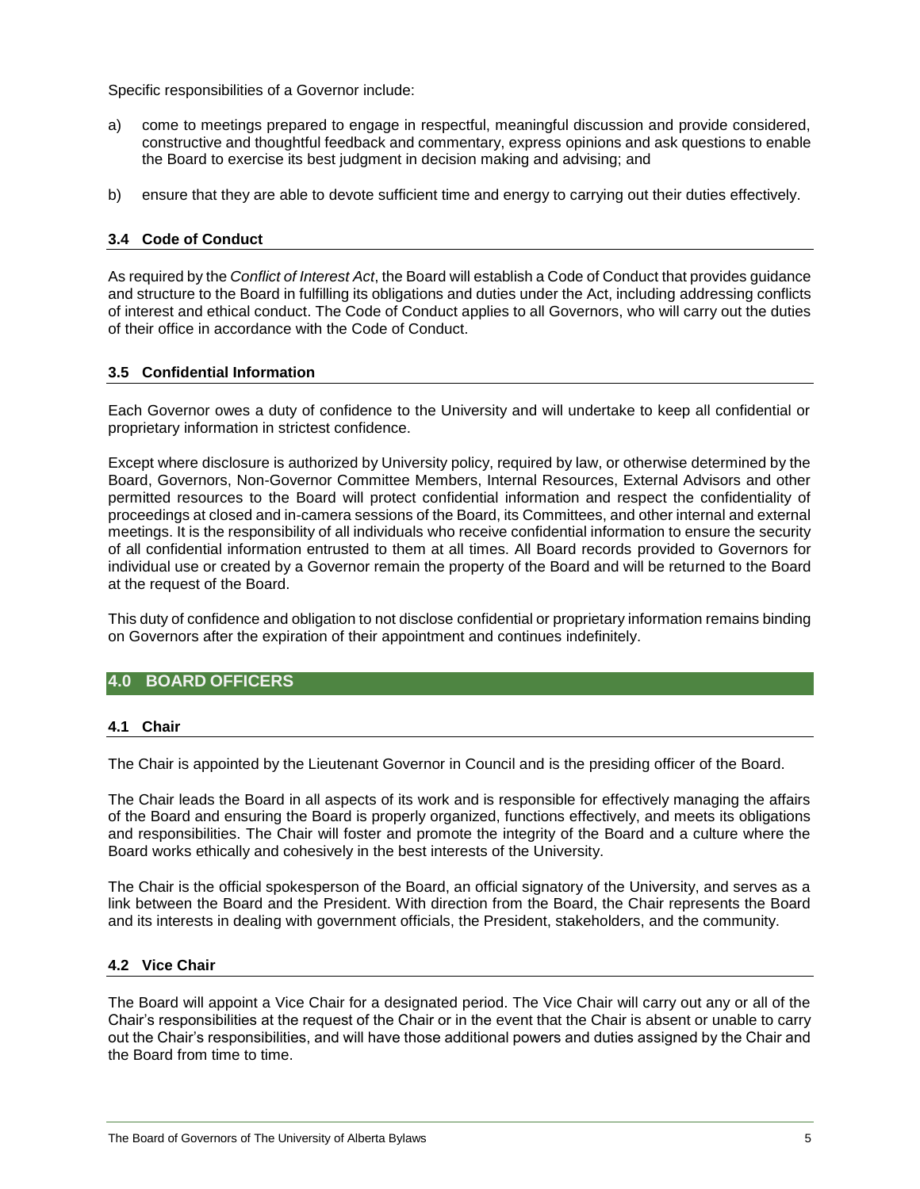Specific responsibilities of a Governor include:

a) come to meetings prepared to engage in respectful, meaningful discussion and provide considered, constructive and thoughtful feedback and commentary, express opinions and ask questions to enable the Board to exercise its best judgment in decision making and advising; and

b) ensure that they are able to devote sufficient time and energy to carrying out their duties effectively.

### 3.4 Code of Conduct

As required by the *Conflict of Interest Act*, the Board will establish a Code of Conduct that provides guidance and structure to the Board in fulfilling its obligations and duties under the Act, including addressing conflicts of interest and ethical conduct. The Code of Conduct applies to all Governors, who will carry out the duties of their office in accordance with the Code of Conduct.

### 3.5 Confidential Information

Each Governor owes a duty of confidence to the University and will undertake to keep all confidential or proprietary information in strictest confidence.

Except where disclosure is authorized by University policy, required by law, or otherwise determined by the Board, Governors, Non-Governor Committee Members, Internal Resources, External Advisors and other permitted resources to the Board will protect confidential information and respect the confidentiality of proceedings at closed and in-camera sessions of the Board, its Committees, and other internal and external meetings. It is the responsibility of all individuals who receive confidential information to ensure the security of all confidential information entrusted to them at all times. All Board records provided to Governors for individual use or created by a Governor remain the property of the Board and will be returned to the Board at the request of the Board.

This duty of confidence and obligation to not disclose confidential or proprietary information remains binding on Governors after the expiration of their appointment and continues indefinitely.

## 4.0 BOARD OFFICERS

### 4.1 Chair

The Chair is appointed by the Lieutenant Governor in Council and is the presiding officer of the Board.

The Chair leads the Board in all aspects of its work and is responsible for effectively managing the affairs of the Board and ensuring the Board is properly organized, functions effectively, and meets its obligations and responsibilities. The Chair will foster and promote the integrity of the Board and a culture where the Board works ethically and cohesively in the best interests of the University.

The Chair is the official spokesperson of the Board, an official signatory of the University, and serves as a link between the Board and the President. With direction from the Board, the Chair represents the Board and its interests in dealing with government officials, the President, stakeholders, and the community.

### 4.2 Vice Chair

The Board will appoint a Vice Chair for a designated period. The Vice Chair will carry out any or all of the Chair's responsibilities at the request of the Chair or in the event that the Chair is absent or unable to carry out the Chair's responsibilities, and will have those additional powers and duties assigned by the Chair and the Board from time to time.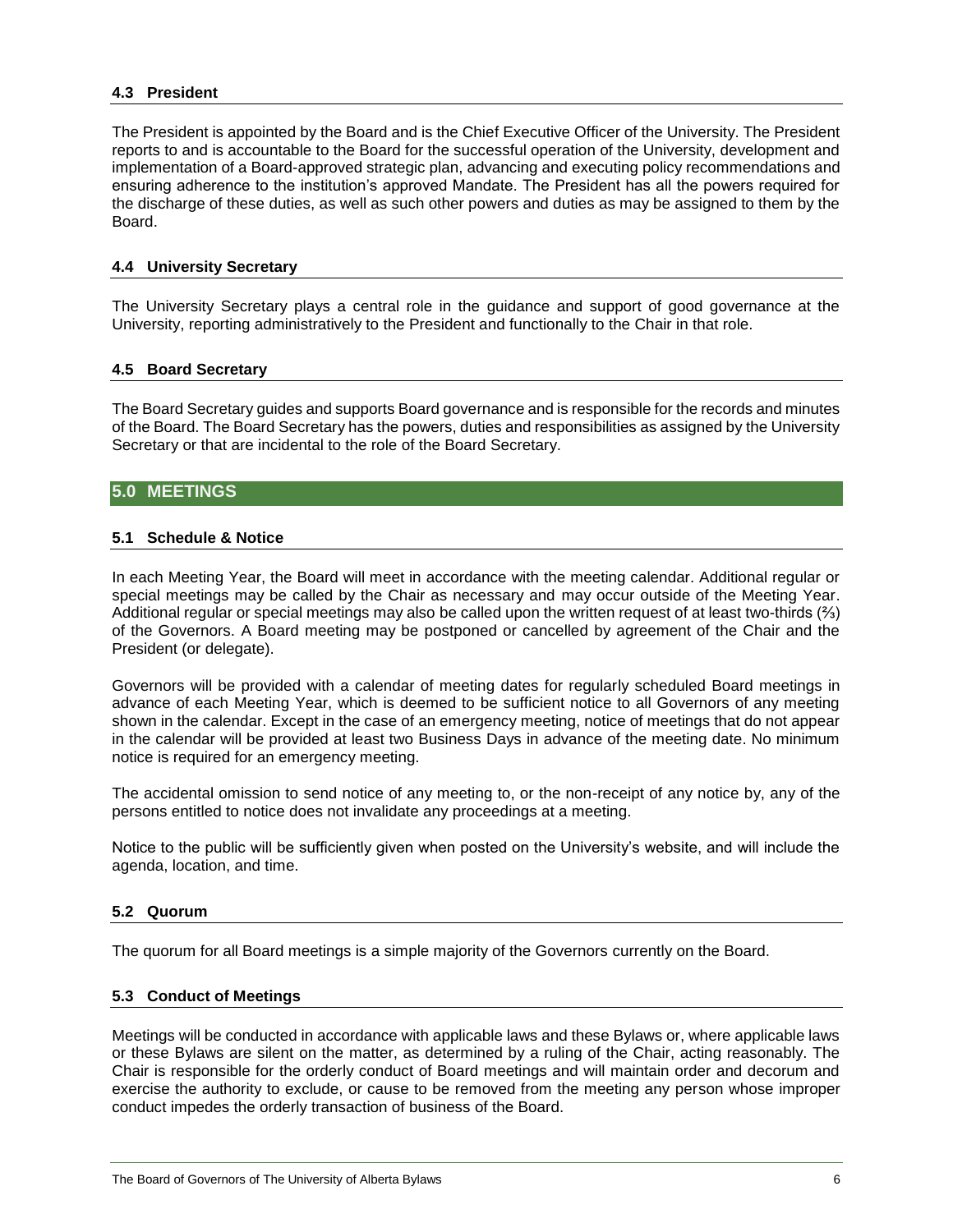### 4.3 President

The President is appointed by the Board and is the Chief Executive Officer of the University. The President reports to and is accountable to the Board for the successful operation of the University, development and implementation of a Board-approved strategic plan, advancing and executing policy recommendations and ensuring adherence to the institution's approved Mandate. The President has all the powers required for the discharge of these duties, as well as such other powers and duties as may be assigned to them by the Board.

### 4.4 University Secretary

The University Secretary plays a central role in the guidance and support of good governance at the University, reporting administratively to the President and functionally to the Chair in that role.

### 4.5 Board Secretary

The Board Secretary guides and supports Board governance and is responsible for the records and minutes of the Board. The Board Secretary has the powers, duties and responsibilities as assigned by the University Secretary or that are incidental to the role of the Board Secretary.

## 5.0 MEETINGS

### 5.1 Schedule & Notice

In each Meeting Year, the Board will meet in accordance with the meeting calendar. Additional regular or special meetings may be called by the Chair as necessary and may occur outside of the Meeting Year. Additional regular or special meetings may also be called upon the written request of at least two-thirds (⅔) of the Governors. A Board meeting may be postponed or cancelled by agreement of the Chair and the President (or delegate).

Governors will be provided with a calendar of meeting dates for regularly scheduled Board meetings in advance of each Meeting Year, which is deemed to be sufficient notice to all Governors of any meeting shown in the calendar. Except in the case of an emergency meeting, notice of meetings that do not appear in the calendar will be provided at least two Business Days in advance of the meeting date. No minimum notice is required for an emergency meeting.

The accidental omission to send notice of any meeting to, or the non-receipt of any notice by, any of the persons entitled to notice does not invalidate any proceedings at a meeting.

Notice to the public will be sufficiently given when posted on the University's website, and will include the agenda, location, and time.

### 5.2 Quorum

The quorum for all Board meetings is a simple majority of the Governors currently on the Board.

### 5.3 Conduct of Meetings

Meetings will be conducted in accordance with applicable laws and these Bylaws or, where applicable laws or these Bylaws are silent on the matter, as determined by a ruling of the Chair, acting reasonably. The Chair is responsible for the orderly conduct of Board meetings and will maintain order and decorum and exercise the authority to exclude, or cause to be removed from the meeting any person whose improper conduct impedes the orderly transaction of business of the Board.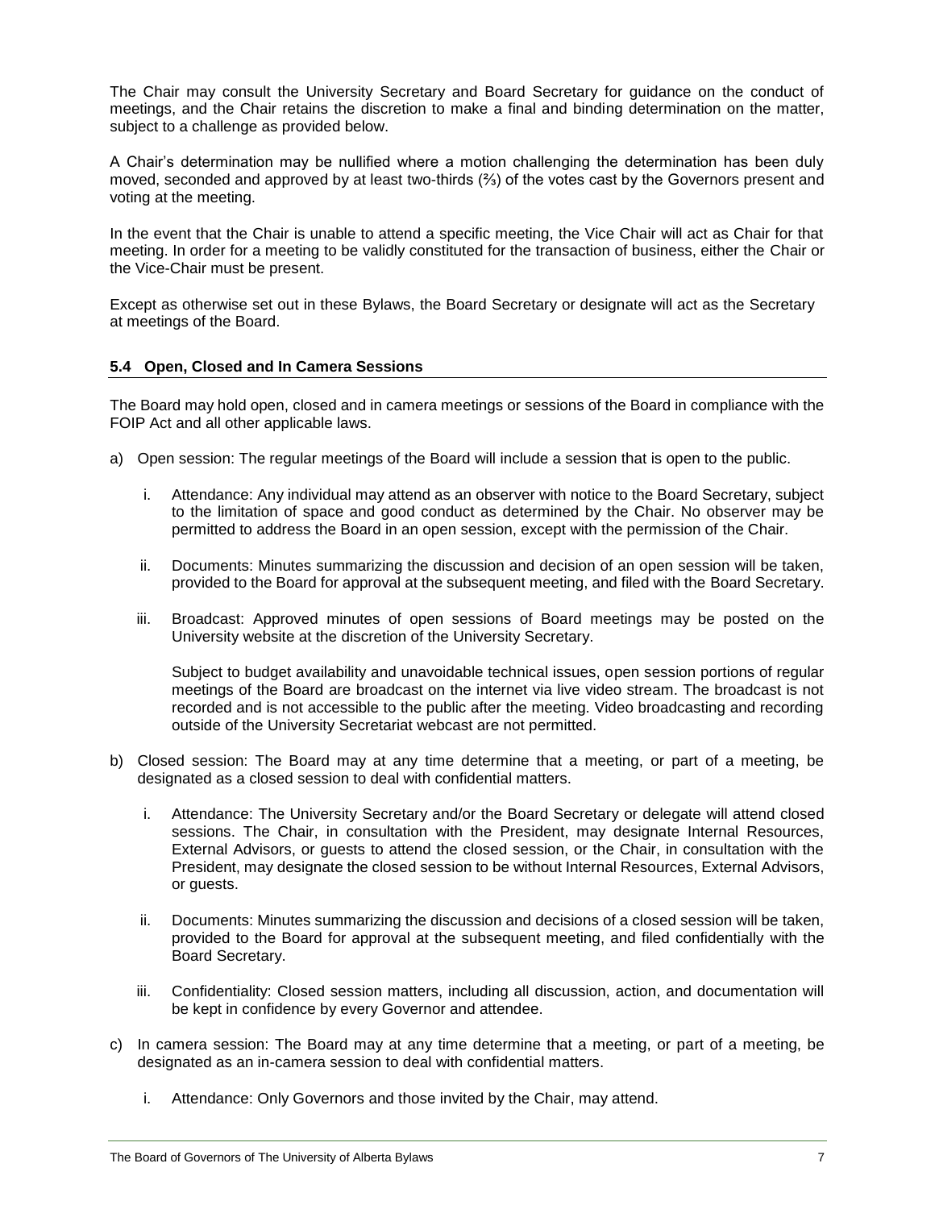The Chair may consult the University Secretary and Board Secretary for guidance on the conduct of meetings, and the Chair retains the discretion to make a final and binding determination on the matter, subject to a challenge as provided below.

A Chair's determination may be nullified where a motion challenging the determination has been duly moved, seconded and approved by at least two-thirds (⅔) of the votes cast by the Governors present and voting at the meeting.

In the event that the Chair is unable to attend a specific meeting, the Vice Chair will act as Chair for that meeting. In order for a meeting to be validly constituted for the transaction of business, either the Chair or the Vice-Chair must be present.

Except as otherwise set out in these Bylaws, the Board Secretary or designate will act as the Secretary at meetings of the Board.

### 5.4 Open, Closed and In Camera Sessions

The Board may hold open, closed and in camera meetings or sessions of the Board in compliance with the FOIP Act and all other applicable laws.

a) Open session: The regular meetings of the Board will include a session that is open to the public.

   i. Attendance: Any individual may attend as an observer with notice to the Board Secretary, subject to the limitation of space and good conduct as determined by the Chair. No observer may be permitted to address the Board in an open session, except with the permission of the Chair.

   ii. Documents: Minutes summarizing the discussion and decision of an open session will be taken, provided to the Board for approval at the subsequent meeting, and filed with the Board Secretary.

   iii. Broadcast: Approved minutes of open sessions of Board meetings may be posted on the University website at the discretion of the University Secretary.

   Subject to budget availability and unavoidable technical issues, open session portions of regular meetings of the Board are broadcast on the internet via live video stream. The broadcast is not recorded and is not accessible to the public after the meeting. Video broadcasting and recording outside of the University Secretariat webcast are not permitted.

b) Closed session: The Board may at any time determine that a meeting, or part of a meeting, be designated as a closed session to deal with confidential matters.

   i. Attendance: The University Secretary and/or the Board Secretary or delegate will attend closed sessions. The Chair, in consultation with the President, may designate Internal Resources, External Advisors, or guests to attend the closed session, or the Chair, in consultation with the President, may designate the closed session to be without Internal Resources, External Advisors, or guests.

   ii. Documents: Minutes summarizing the discussion and decisions of a closed session will be taken, provided to the Board for approval at the subsequent meeting, and filed confidentially with the Board Secretary.

   iii. Confidentiality: Closed session matters, including all discussion, action, and documentation will be kept in confidence by every Governor and attendee.

c) In camera session: The Board may at any time determine that a meeting, or part of a meeting, be designated as an in-camera session to deal with confidential matters.

   i. Attendance: Only Governors and those invited by the Chair, may attend.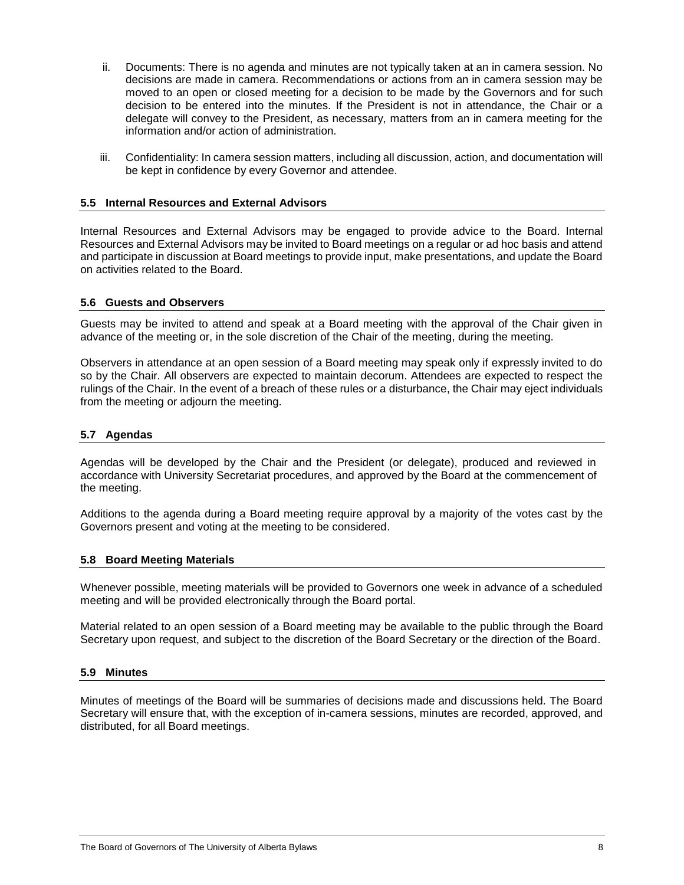ii. Documents: There is no agenda and minutes are not typically taken at an in camera session. No decisions are made in camera. Recommendations or actions from an in camera session may be moved to an open or closed meeting for a decision to be made by the Governors and for such decision to be entered into the minutes. If the President is not in attendance, the Chair or a delegate will convey to the President, as necessary, matters from an in camera meeting for the information and/or action of administration.

iii. Confidentiality: In camera session matters, including all discussion, action, and documentation will be kept in confidence by every Governor and attendee.

### 5.5 Internal Resources and External Advisors

Internal Resources and External Advisors may be engaged to provide advice to the Board. Internal Resources and External Advisors may be invited to Board meetings on a regular or ad hoc basis and attend and participate in discussion at Board meetings to provide input, make presentations, and update the Board on activities related to the Board.

### 5.6 Guests and Observers

Guests may be invited to attend and speak at a Board meeting with the approval of the Chair given in advance of the meeting or, in the sole discretion of the Chair of the meeting, during the meeting.

Observers in attendance at an open session of a Board meeting may speak only if expressly invited to do so by the Chair. All observers are expected to maintain decorum. Attendees are expected to respect the rulings of the Chair. In the event of a breach of these rules or a disturbance, the Chair may eject individuals from the meeting or adjourn the meeting.

### 5.7 Agendas

Agendas will be developed by the Chair and the President (or delegate), produced and reviewed in accordance with University Secretariat procedures, and approved by the Board at the commencement of the meeting.

Additions to the agenda during a Board meeting require approval by a majority of the votes cast by the Governors present and voting at the meeting to be considered.

### 5.8 Board Meeting Materials

Whenever possible, meeting materials will be provided to Governors one week in advance of a scheduled meeting and will be provided electronically through the Board portal.

Material related to an open session of a Board meeting may be available to the public through the Board Secretary upon request, and subject to the discretion of the Board Secretary or the direction of the Board.

### 5.9 Minutes

Minutes of meetings of the Board will be summaries of decisions made and discussions held. The Board Secretary will ensure that, with the exception of in-camera sessions, minutes are recorded, approved, and distributed, for all Board meetings.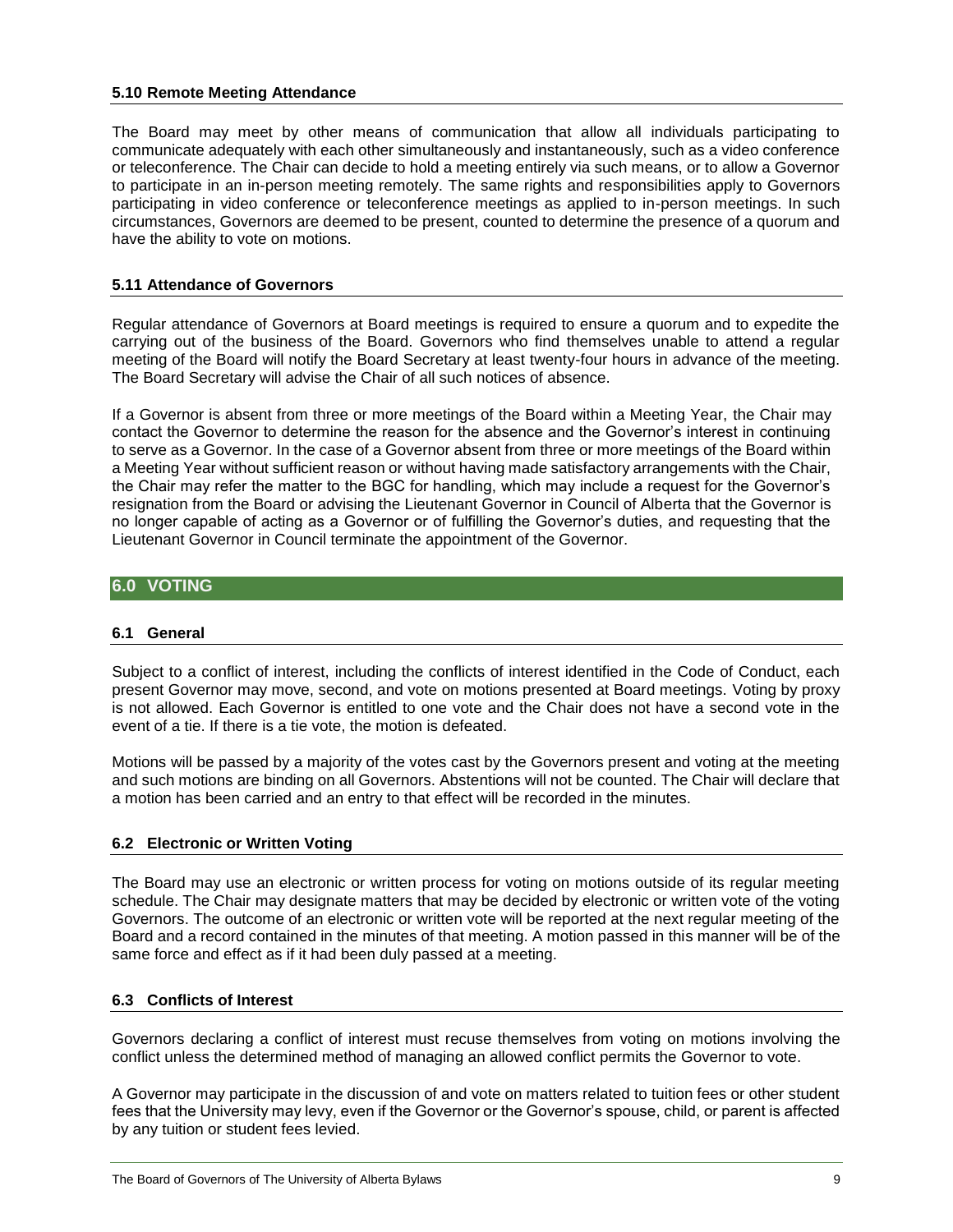### 5.10 Remote Meeting Attendance

The Board may meet by other means of communication that allow all individuals participating to communicate adequately with each other simultaneously and instantaneously, such as a video conference or teleconference. The Chair can decide to hold a meeting entirely via such means, or to allow a Governor to participate in an in-person meeting remotely. The same rights and responsibilities apply to Governors participating in video conference or teleconference meetings as applied to in-person meetings. In such circumstances, Governors are deemed to be present, counted to determine the presence of a quorum and have the ability to vote on motions.

### 5.11 Attendance of Governors

Regular attendance of Governors at Board meetings is required to ensure a quorum and to expedite the carrying out of the business of the Board. Governors who find themselves unable to attend a regular meeting of the Board will notify the Board Secretary at least twenty-four hours in advance of the meeting. The Board Secretary will advise the Chair of all such notices of absence.

If a Governor is absent from three or more meetings of the Board within a Meeting Year, the Chair may contact the Governor to determine the reason for the absence and the Governor's interest in continuing to serve as a Governor. In the case of a Governor absent from three or more meetings of the Board within a Meeting Year without sufficient reason or without having made satisfactory arrangements with the Chair, the Chair may refer the matter to the BGC for handling, which may include a request for the Governor's resignation from the Board or advising the Lieutenant Governor in Council of Alberta that the Governor is no longer capable of acting as a Governor or of fulfilling the Governor's duties, and requesting that the Lieutenant Governor in Council terminate the appointment of the Governor.

## 6.0 VOTING

### 6.1 General

Subject to a conflict of interest, including the conflicts of interest identified in the Code of Conduct, each present Governor may move, second, and vote on motions presented at Board meetings. Voting by proxy is not allowed. Each Governor is entitled to one vote and the Chair does not have a second vote in the event of a tie. If there is a tie vote, the motion is defeated.

Motions will be passed by a majority of the votes cast by the Governors present and voting at the meeting and such motions are binding on all Governors. Abstentions will not be counted. The Chair will declare that a motion has been carried and an entry to that effect will be recorded in the minutes.

### 6.2 Electronic or Written Voting

The Board may use an electronic or written process for voting on motions outside of its regular meeting schedule. The Chair may designate matters that may be decided by electronic or written vote of the voting Governors. The outcome of an electronic or written vote will be reported at the next regular meeting of the Board and a record contained in the minutes of that meeting. A motion passed in this manner will be of the same force and effect as if it had been duly passed at a meeting.

### 6.3 Conflicts of Interest

Governors declaring a conflict of interest must recuse themselves from voting on motions involving the conflict unless the determined method of managing an allowed conflict permits the Governor to vote.

A Governor may participate in the discussion of and vote on matters related to tuition fees or other student fees that the University may levy, even if the Governor or the Governor's spouse, child, or parent is affected by any tuition or student fees levied.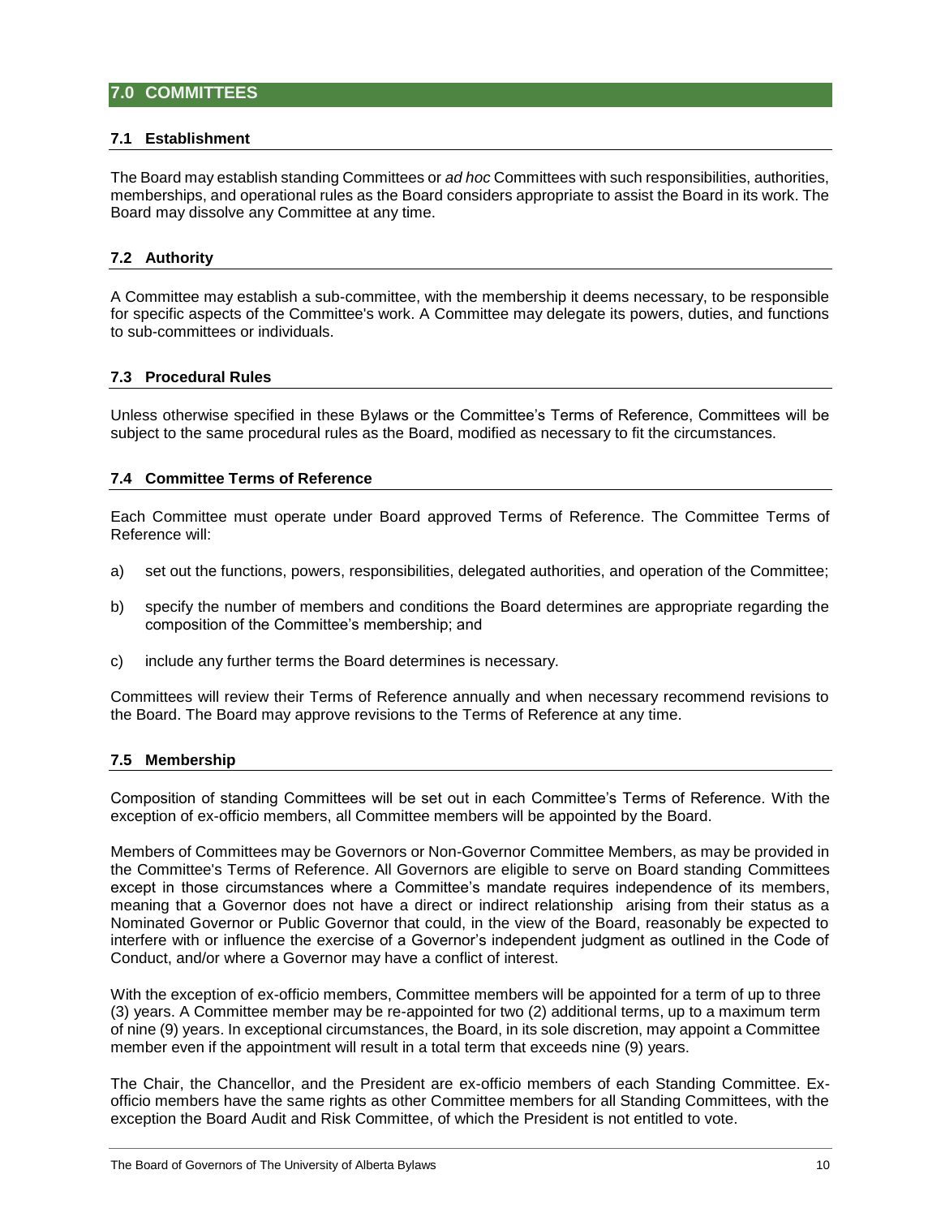## 7.0 COMMITTEES

### 7.1 Establishment

The Board may establish standing Committees or *ad hoc* Committees with such responsibilities, authorities, memberships, and operational rules as the Board considers appropriate to assist the Board in its work. The Board may dissolve any Committee at any time.

### 7.2 Authority

A Committee may establish a sub-committee, with the membership it deems necessary, to be responsible for specific aspects of the Committee's work. A Committee may delegate its powers, duties, and functions to sub-committees or individuals.

### 7.3 Procedural Rules

Unless otherwise specified in these Bylaws or the Committee's Terms of Reference, Committees will be subject to the same procedural rules as the Board, modified as necessary to fit the circumstances.

### 7.4 Committee Terms of Reference

Each Committee must operate under Board approved Terms of Reference. The Committee Terms of Reference will:

a) set out the functions, powers, responsibilities, delegated authorities, and operation of the Committee;

b) specify the number of members and conditions the Board determines are appropriate regarding the composition of the Committee's membership; and

c) include any further terms the Board determines is necessary.

Committees will review their Terms of Reference annually and when necessary recommend revisions to the Board. The Board may approve revisions to the Terms of Reference at any time.

### 7.5 Membership

Composition of standing Committees will be set out in each Committee's Terms of Reference. With the exception of ex-officio members, all Committee members will be appointed by the Board.

Members of Committees may be Governors or Non-Governor Committee Members, as may be provided in the Committee's Terms of Reference. All Governors are eligible to serve on Board standing Committees except in those circumstances where a Committee's mandate requires independence of its members, meaning that a Governor does not have a direct or indirect relationship arising from their status as a Nominated Governor or Public Governor that could, in the view of the Board, reasonably be expected to interfere with or influence the exercise of a Governor's independent judgment as outlined in the Code of Conduct, and/or where a Governor may have a conflict of interest.

With the exception of ex-officio members, Committee members will be appointed for a term of up to three (3) years. A Committee member may be re-appointed for two (2) additional terms, up to a maximum term of nine (9) years. In exceptional circumstances, the Board, in its sole discretion, may appoint a Committee member even if the appointment will result in a total term that exceeds nine (9) years.

The Chair, the Chancellor, and the President are ex-officio members of each Standing Committee. Ex-officio members have the same rights as other Committee members for all Standing Committees, with the exception the Board Audit and Risk Committee, of which the President is not entitled to vote.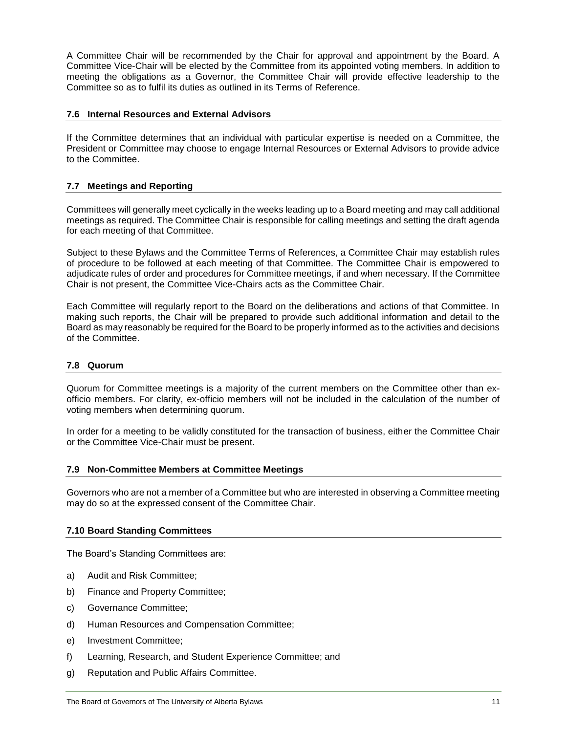A Committee Chair will be recommended by the Chair for approval and appointment by the Board. A Committee Vice-Chair will be elected by the Committee from its appointed voting members. In addition to meeting the obligations as a Governor, the Committee Chair will provide effective leadership to the Committee so as to fulfil its duties as outlined in its Terms of Reference.

### 7.6 Internal Resources and External Advisors

If the Committee determines that an individual with particular expertise is needed on a Committee, the President or Committee may choose to engage Internal Resources or External Advisors to provide advice to the Committee.

### 7.7 Meetings and Reporting

Committees will generally meet cyclically in the weeks leading up to a Board meeting and may call additional meetings as required. The Committee Chair is responsible for calling meetings and setting the draft agenda for each meeting of that Committee.

Subject to these Bylaws and the Committee Terms of References, a Committee Chair may establish rules of procedure to be followed at each meeting of that Committee. The Committee Chair is empowered to adjudicate rules of order and procedures for Committee meetings, if and when necessary. If the Committee Chair is not present, the Committee Vice-Chairs acts as the Committee Chair.

Each Committee will regularly report to the Board on the deliberations and actions of that Committee. In making such reports, the Chair will be prepared to provide such additional information and detail to the Board as may reasonably be required for the Board to be properly informed as to the activities and decisions of the Committee.

### 7.8 Quorum

Quorum for Committee meetings is a majority of the current members on the Committee other than ex-officio members. For clarity, ex-officio members will not be included in the calculation of the number of voting members when determining quorum.

In order for a meeting to be validly constituted for the transaction of business, either the Committee Chair or the Committee Vice-Chair must be present.

### 7.9 Non-Committee Members at Committee Meetings

Governors who are not a member of a Committee but who are interested in observing a Committee meeting may do so at the expressed consent of the Committee Chair.

### 7.10 Board Standing Committees

The Board's Standing Committees are:

a) Audit and Risk Committee;

b) Finance and Property Committee;

c) Governance Committee;

d) Human Resources and Compensation Committee;

e) Investment Committee;

f) Learning, Research, and Student Experience Committee; and

g) Reputation and Public Affairs Committee.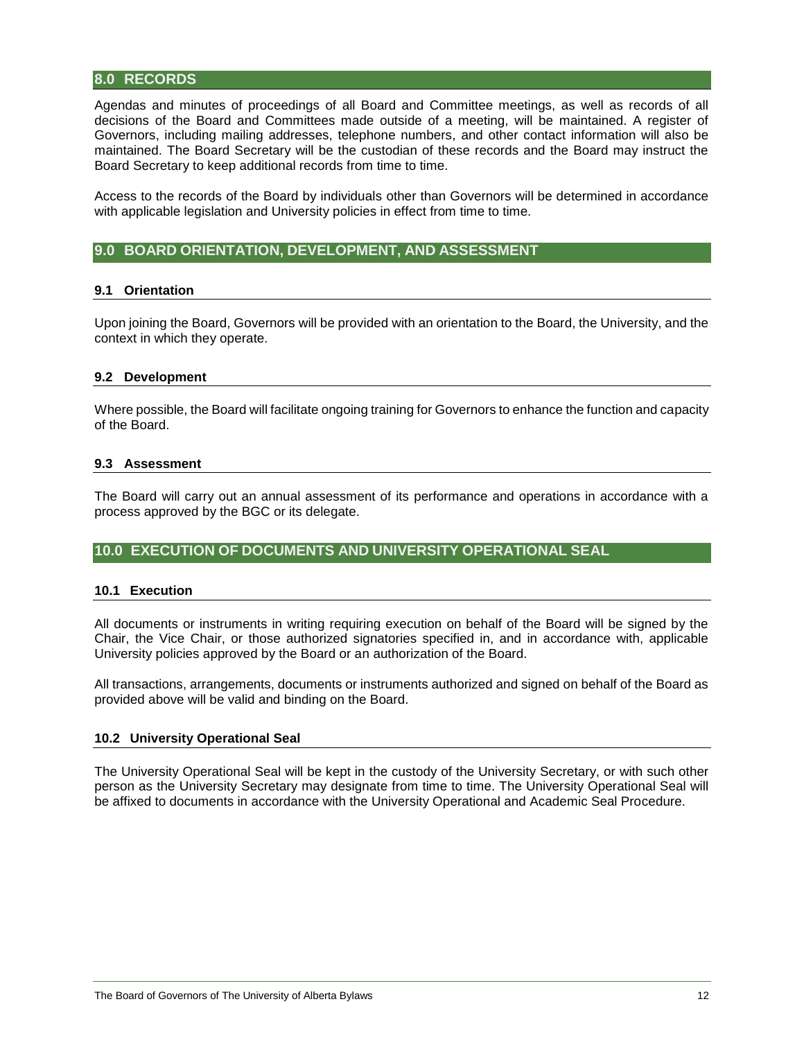## 8.0 RECORDS

Agendas and minutes of proceedings of all Board and Committee meetings, as well as records of all decisions of the Board and Committees made outside of a meeting, will be maintained. A register of Governors, including mailing addresses, telephone numbers, and other contact information will also be maintained. The Board Secretary will be the custodian of these records and the Board may instruct the Board Secretary to keep additional records from time to time.

Access to the records of the Board by individuals other than Governors will be determined in accordance with applicable legislation and University policies in effect from time to time.

## 9.0 BOARD ORIENTATION, DEVELOPMENT, AND ASSESSMENT

### 9.1 Orientation

Upon joining the Board, Governors will be provided with an orientation to the Board, the University, and the context in which they operate.

### 9.2 Development

Where possible, the Board will facilitate ongoing training for Governors to enhance the function and capacity of the Board.

### 9.3 Assessment

The Board will carry out an annual assessment of its performance and operations in accordance with a process approved by the BGC or its delegate.

## 10.0 EXECUTION OF DOCUMENTS AND UNIVERSITY OPERATIONAL SEAL

### 10.1 Execution

All documents or instruments in writing requiring execution on behalf of the Board will be signed by the Chair, the Vice Chair, or those authorized signatories specified in, and in accordance with, applicable University policies approved by the Board or an authorization of the Board.

All transactions, arrangements, documents or instruments authorized and signed on behalf of the Board as provided above will be valid and binding on the Board.

### 10.2 University Operational Seal

The University Operational Seal will be kept in the custody of the University Secretary, or with such other person as the University Secretary may designate from time to time. The University Operational Seal will be affixed to documents in accordance with the University Operational and Academic Seal Procedure.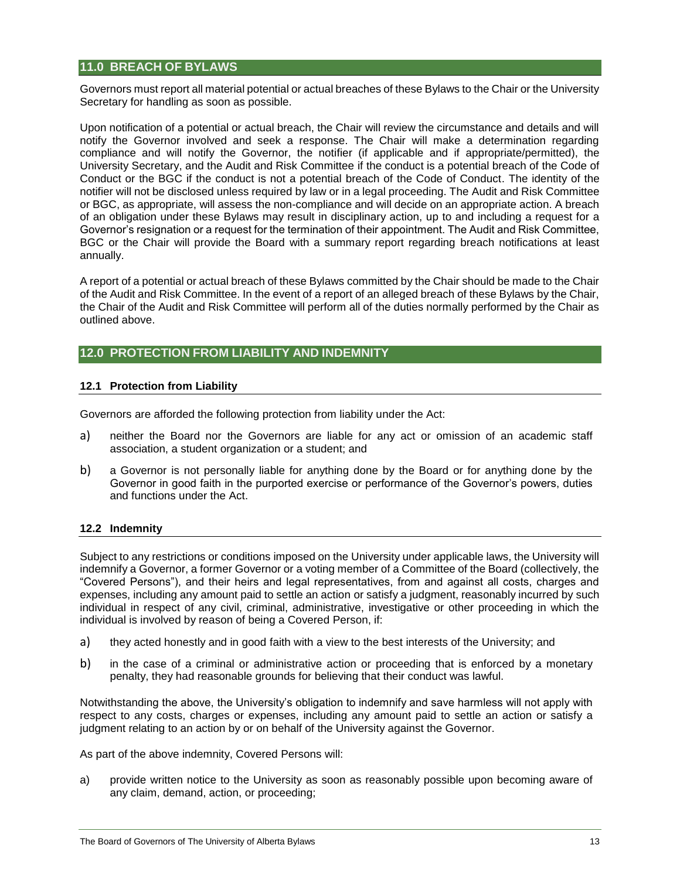## 11.0 BREACH OF BYLAWS

Governors must report all material potential or actual breaches of these Bylaws to the Chair or the University Secretary for handling as soon as possible.

Upon notification of a potential or actual breach, the Chair will review the circumstance and details and will notify the Governor involved and seek a response. The Chair will make a determination regarding compliance and will notify the Governor, the notifier (if applicable and if appropriate/permitted), the University Secretary, and the Audit and Risk Committee if the conduct is a potential breach of the Code of Conduct or the BGC if the conduct is not a potential breach of the Code of Conduct. The identity of the notifier will not be disclosed unless required by law or in a legal proceeding. The Audit and Risk Committee or BGC, as appropriate, will assess the non-compliance and will decide on an appropriate action. A breach of an obligation under these Bylaws may result in disciplinary action, up to and including a request for a Governor's resignation or a request for the termination of their appointment. The Audit and Risk Committee, BGC or the Chair will provide the Board with a summary report regarding breach notifications at least annually.

A report of a potential or actual breach of these Bylaws committed by the Chair should be made to the Chair of the Audit and Risk Committee. In the event of a report of an alleged breach of these Bylaws by the Chair, the Chair of the Audit and Risk Committee will perform all of the duties normally performed by the Chair as outlined above.

## 12.0 PROTECTION FROM LIABILITY AND INDEMNITY

### 12.1 Protection from Liability

Governors are afforded the following protection from liability under the Act:

a) neither the Board nor the Governors are liable for any act or omission of an academic staff association, a student organization or a student; and

b) a Governor is not personally liable for anything done by the Board or for anything done by the Governor in good faith in the purported exercise or performance of the Governor's powers, duties and functions under the Act.

### 12.2 Indemnity

Subject to any restrictions or conditions imposed on the University under applicable laws, the University will indemnify a Governor, a former Governor or a voting member of a Committee of the Board (collectively, the "Covered Persons"), and their heirs and legal representatives, from and against all costs, charges and expenses, including any amount paid to settle an action or satisfy a judgment, reasonably incurred by such individual in respect of any civil, criminal, administrative, investigative or other proceeding in which the individual is involved by reason of being a Covered Person, if:

a) they acted honestly and in good faith with a view to the best interests of the University; and

b) in the case of a criminal or administrative action or proceeding that is enforced by a monetary penalty, they had reasonable grounds for believing that their conduct was lawful.

Notwithstanding the above, the University's obligation to indemnify and save harmless will not apply with respect to any costs, charges or expenses, including any amount paid to settle an action or satisfy a judgment relating to an action by or on behalf of the University against the Governor.

As part of the above indemnity, Covered Persons will:

a) provide written notice to the University as soon as reasonably possible upon becoming aware of any claim, demand, action, or proceeding;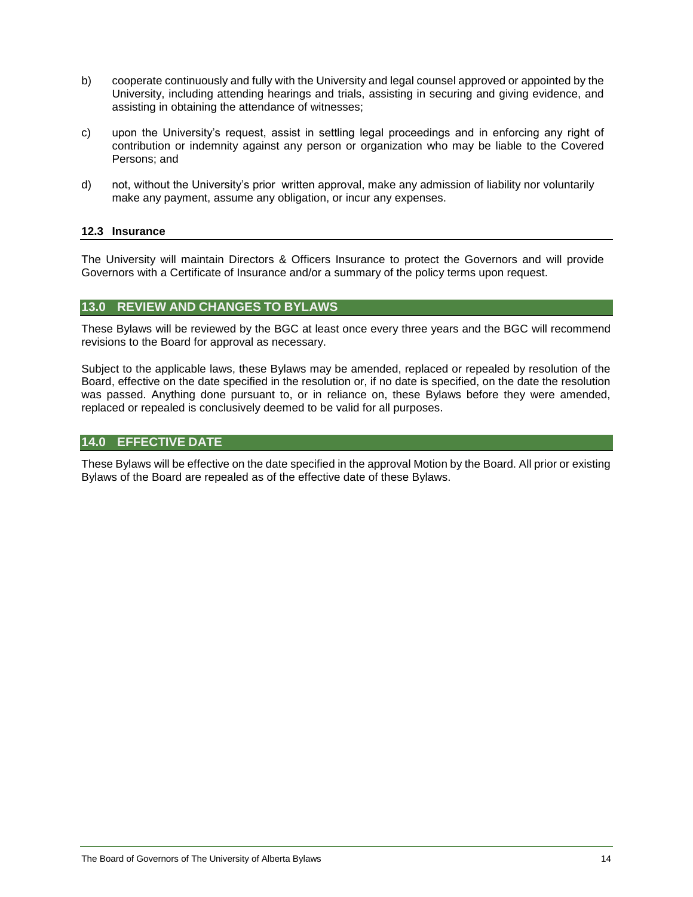b) cooperate continuously and fully with the University and legal counsel approved or appointed by the University, including attending hearings and trials, assisting in securing and giving evidence, and assisting in obtaining the attendance of witnesses;

c) upon the University's request, assist in settling legal proceedings and in enforcing any right of contribution or indemnity against any person or organization who may be liable to the Covered Persons; and

d) not, without the University's prior written approval, make any admission of liability nor voluntarily make any payment, assume any obligation, or incur any expenses.

### 12.3 Insurance

The University will maintain Directors & Officers Insurance to protect the Governors and will provide Governors with a Certificate of Insurance and/or a summary of the policy terms upon request.

## 13.0 REVIEW AND CHANGES TO BYLAWS

These Bylaws will be reviewed by the BGC at least once every three years and the BGC will recommend revisions to the Board for approval as necessary.

Subject to the applicable laws, these Bylaws may be amended, replaced or repealed by resolution of the Board, effective on the date specified in the resolution or, if no date is specified, on the date the resolution was passed. Anything done pursuant to, or in reliance on, these Bylaws before they were amended, replaced or repealed is conclusively deemed to be valid for all purposes.

## 14.0 EFFECTIVE DATE

These Bylaws will be effective on the date specified in the approval Motion by the Board. All prior or existing Bylaws of the Board are repealed as of the effective date of these Bylaws.